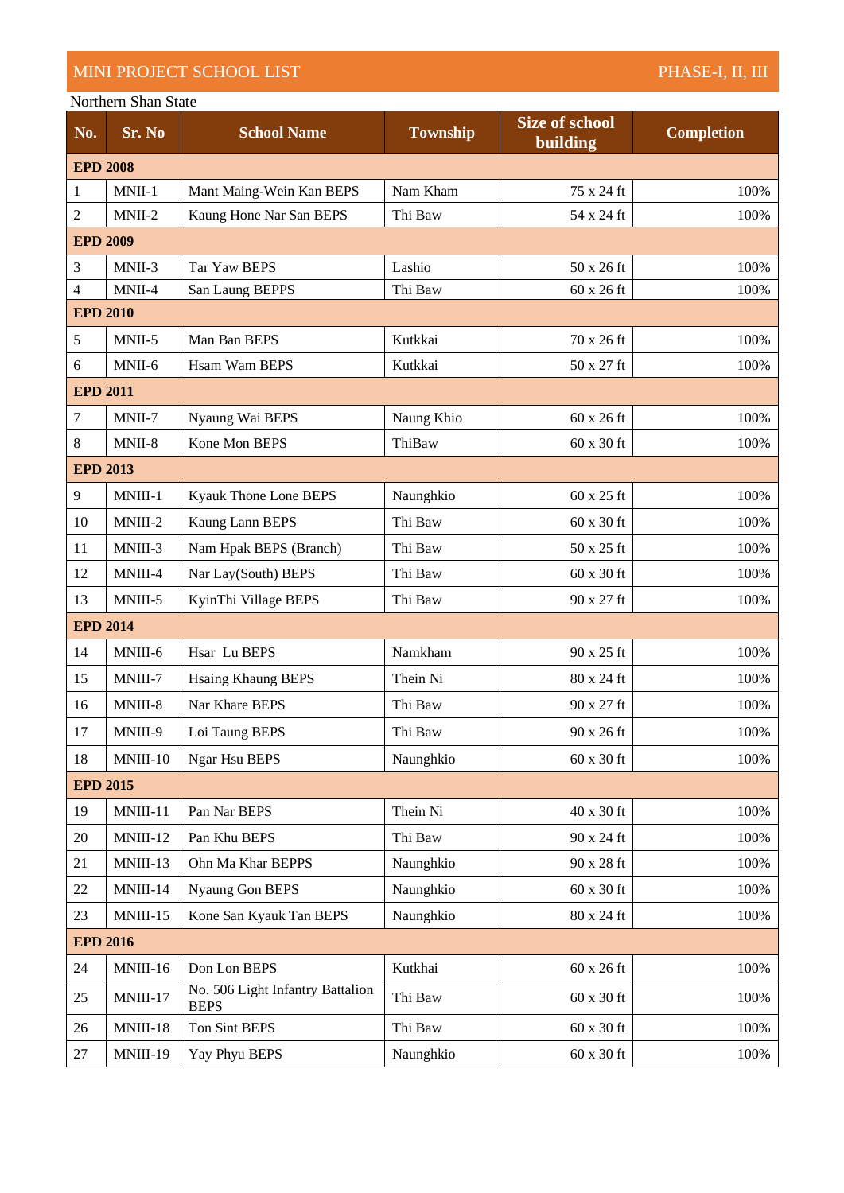# MINI PROJECT SCHOOL LIST PHASE-I, II, III

Northern Shan State

| No. | Sr. No | School Name | Township | Size of school building | Completion |
|---|---|---|---|---|---|
| **EPD 2008** | | | | | |
| 1 | MNII-1 | Mant Maing-Wein Kan BEPS | Nam Kham | 75 x 24 ft | 100% |
| 2 | MNII-2 | Kaung Hone Nar San BEPS | Thi Baw | 54 x 24 ft | 100% |
| **EPD 2009** | | | | | |
| 3 | MNII-3 | Tar Yaw BEPS | Lashio | 50 x 26 ft | 100% |
| 4 | MNII-4 | San Laung BEPPS | Thi Baw | 60 x 26 ft | 100% |
| **EPD 2010** | | | | | |
| 5 | MNII-5 | Man Ban BEPS | Kutkkai | 70 x 26 ft | 100% |
| 6 | MNII-6 | Hsam Wam BEPS | Kutkkai | 50 x 27 ft | 100% |
| **EPD 2011** | | | | | |
| 7 | MNII-7 | Nyaung Wai BEPS | Naung Khio | 60 x 26 ft | 100% |
| 8 | MNII-8 | Kone Mon BEPS | ThiBaw | 60 x 30 ft | 100% |
| **EPD 2013** | | | | | |
| 9 | MNIII-1 | Kyauk Thone Lone BEPS | Naunghkio | 60 x 25 ft | 100% |
| 10 | MNIII-2 | Kaung Lann BEPS | Thi Baw | 60 x 30 ft | 100% |
| 11 | MNIII-3 | Nam Hpak BEPS (Branch) | Thi Baw | 50 x 25 ft | 100% |
| 12 | MNIII-4 | Nar Lay(South) BEPS | Thi Baw | 60 x 30 ft | 100% |
| 13 | MNIII-5 | KyinThi Village BEPS | Thi Baw | 90 x 27 ft | 100% |
| **EPD 2014** | | | | | |
| 14 | MNIII-6 | Hsar Lu BEPS | Namkham | 90 x 25 ft | 100% |
| 15 | MNIII-7 | Hsaing Khaung BEPS | Thein Ni | 80 x 24 ft | 100% |
| 16 | MNIII-8 | Nar Khare BEPS | Thi Baw | 90 x 27 ft | 100% |
| 17 | MNIII-9 | Loi Taung BEPS | Thi Baw | 90 x 26 ft | 100% |
| 18 | MNIII-10 | Ngar Hsu BEPS | Naunghkio | 60 x 30 ft | 100% |
| **EPD 2015** | | | | | |
| 19 | MNIII-11 | Pan Nar BEPS | Thein Ni | 40 x 30 ft | 100% |
| 20 | MNIII-12 | Pan Khu BEPS | Thi Baw | 90 x 24 ft | 100% |
| 21 | MNIII-13 | Ohn Ma Khar BEPPS | Naunghkio | 90 x 28 ft | 100% |
| 22 | MNIII-14 | Nyaung Gon BEPS | Naunghkio | 60 x 30 ft | 100% |
| 23 | MNIII-15 | Kone San Kyauk Tan BEPS | Naunghkio | 80 x 24 ft | 100% |
| **EPD 2016** | | | | | |
| 24 | MNIII-16 | Don Lon BEPS | Kutkhai | 60 x 26 ft | 100% |
| 25 | MNIII-17 | No. 506 Light Infantry Battalion BEPS | Thi Baw | 60 x 30 ft | 100% |
| 26 | MNIII-18 | Ton Sint BEPS | Thi Baw | 60 x 30 ft | 100% |
| 27 | MNIII-19 | Yay Phyu BEPS | Naunghkio | 60 x 30 ft | 100% |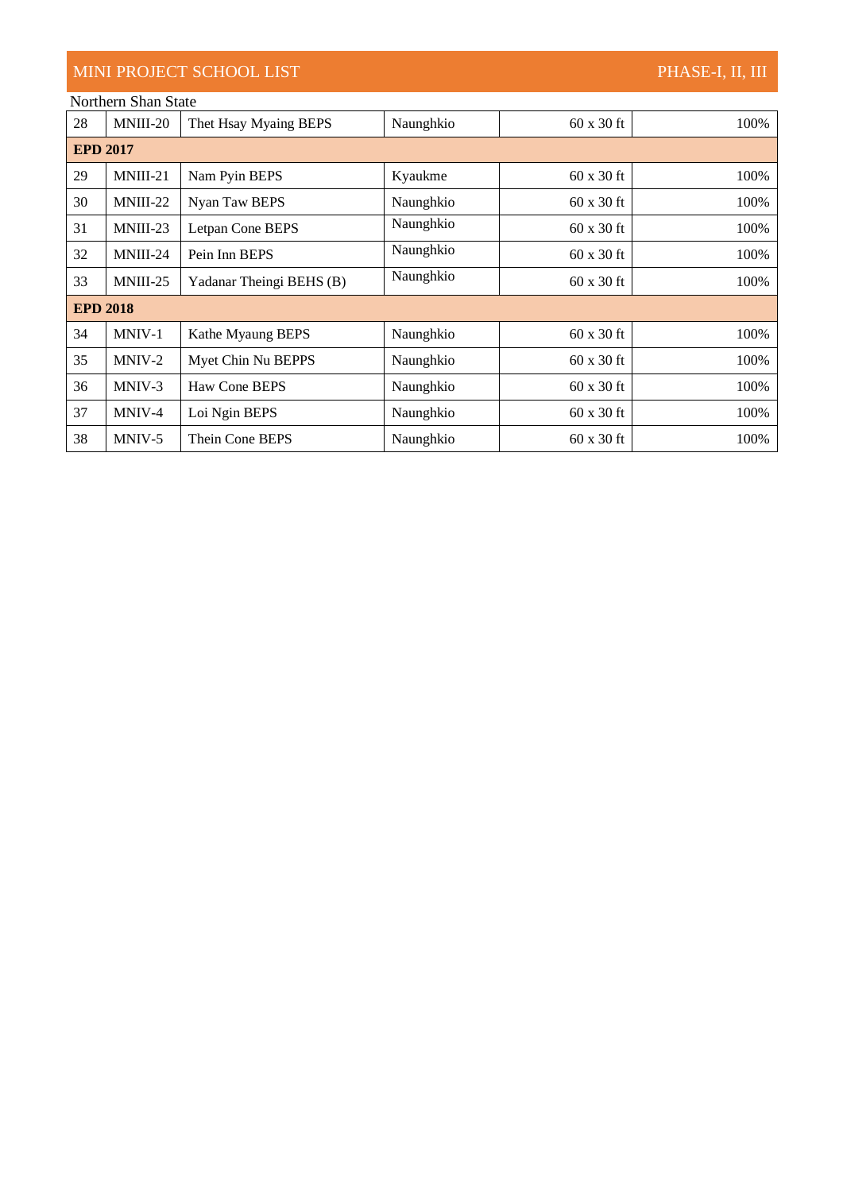MINI PROJECT SCHOOL LIST PHASE-I, II, III

Northern Shan State

| | | | | | |
|---|---|---|---|---|---|
| 28 | MNIII-20 | Thet Hsay Myaing BEPS | Naunghkio | 60 x 30 ft | 100% |
| **EPD 2017** | | | | | |
| 29 | MNIII-21 | Nam Pyin BEPS | Kyaukme | 60 x 30 ft | 100% |
| 30 | MNIII-22 | Nyan Taw BEPS | Naunghkio | 60 x 30 ft | 100% |
| 31 | MNIII-23 | Letpan Cone BEPS | Naunghkio | 60 x 30 ft | 100% |
| 32 | MNIII-24 | Pein Inn BEPS | Naunghkio | 60 x 30 ft | 100% |
| 33 | MNIII-25 | Yadanar Theingi BEHS (B) | Naunghkio | 60 x 30 ft | 100% |
| **EPD 2018** | | | | | |
| 34 | MNIV-1 | Kathe Myaung BEPS | Naunghkio | 60 x 30 ft | 100% |
| 35 | MNIV-2 | Myet Chin Nu BEPPS | Naunghkio | 60 x 30 ft | 100% |
| 36 | MNIV-3 | Haw Cone BEPS | Naunghkio | 60 x 30 ft | 100% |
| 37 | MNIV-4 | Loi Ngin BEPS | Naunghkio | 60 x 30 ft | 100% |
| 38 | MNIV-5 | Thein Cone BEPS | Naunghkio | 60 x 30 ft | 100% |